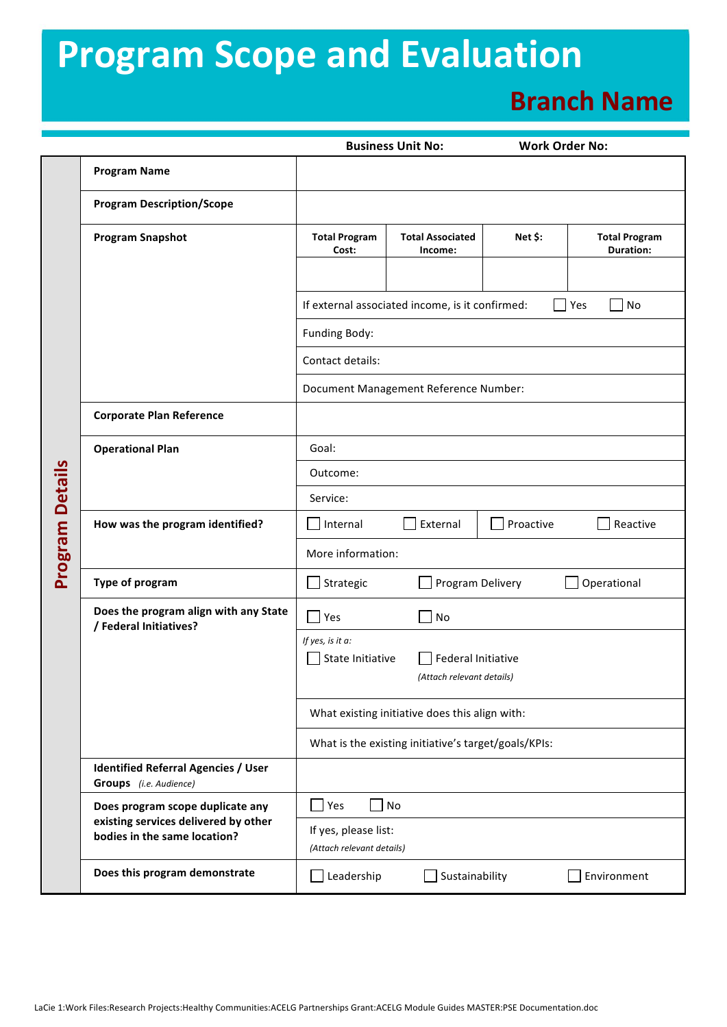# Program Scope and Evaluation

## Branch Name

**Business Unit No:** **Work Order No:**

**Program Details**

| | |
|---|---|
| **Program Name** | |
| **Program Description/Scope** | |
| **Program Snapshot** | **Total Program Cost:** / **Total Associated Income:** / **Net $:** / **Total Program Duration:** |
| | If external associated income, is it confirmed: ☐ Yes ☐ No |
| | Funding Body: |
| | Contact details: |
| | Document Management Reference Number: |
| **Corporate Plan Reference** | |
| **Operational Plan** | Goal: |
| | Outcome: |
| | Service: |
| **How was the program identified?** | ☐ Internal ☐ External ☐ Proactive ☐ Reactive |
| | More information: |
| **Type of program** | ☐ Strategic ☐ Program Delivery ☐ Operational |
| **Does the program align with any State / Federal Initiatives?** | ☐ Yes ☐ No |
| | *If yes, is it a:* ☐ State Initiative ☐ Federal Initiative *(Attach relevant details)* |
| | What existing initiative does this align with: |
| | What is the existing initiative's target/goals/KPIs: |
| **Identified Referral Agencies / User Groups** *(i.e. Audience)* | |
| **Does program scope duplicate any existing services delivered by other bodies in the same location?** | ☐ Yes ☐ No |
| | If yes, please list: *(Attach relevant details)* |
| **Does this program demonstrate** | ☐ Leadership ☐ Sustainability ☐ Environment |

LaCie 1:Work Files:Research Projects:Healthy Communities:ACELG Partnerships Grant:ACELG Module Guides MASTER:PSE Documentation.doc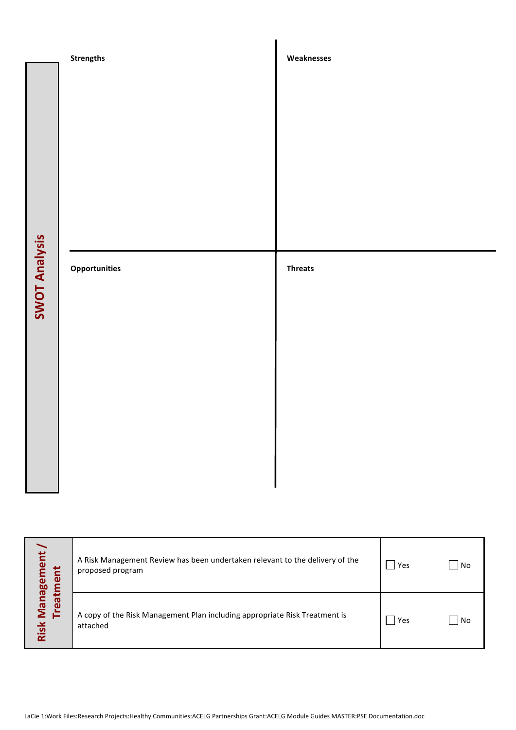## SWOT Analysis

| **Strengths** | **Weaknesses** |
| --- | --- |
| | |
| **Opportunities** | **Threats** |
| | |

## Risk Management / Treatment

| | |
| --- | --- |
| A Risk Management Review has been undertaken relevant to the delivery of the proposed program | ☐ Yes ☐ No |
| A copy of the Risk Management Plan including appropriate Risk Treatment is attached | ☐ Yes ☐ No |

LaCie 1:Work Files:Research Projects:Healthy Communities:ACELG Partnerships Grant:ACELG Module Guides MASTER:PSE Documentation.doc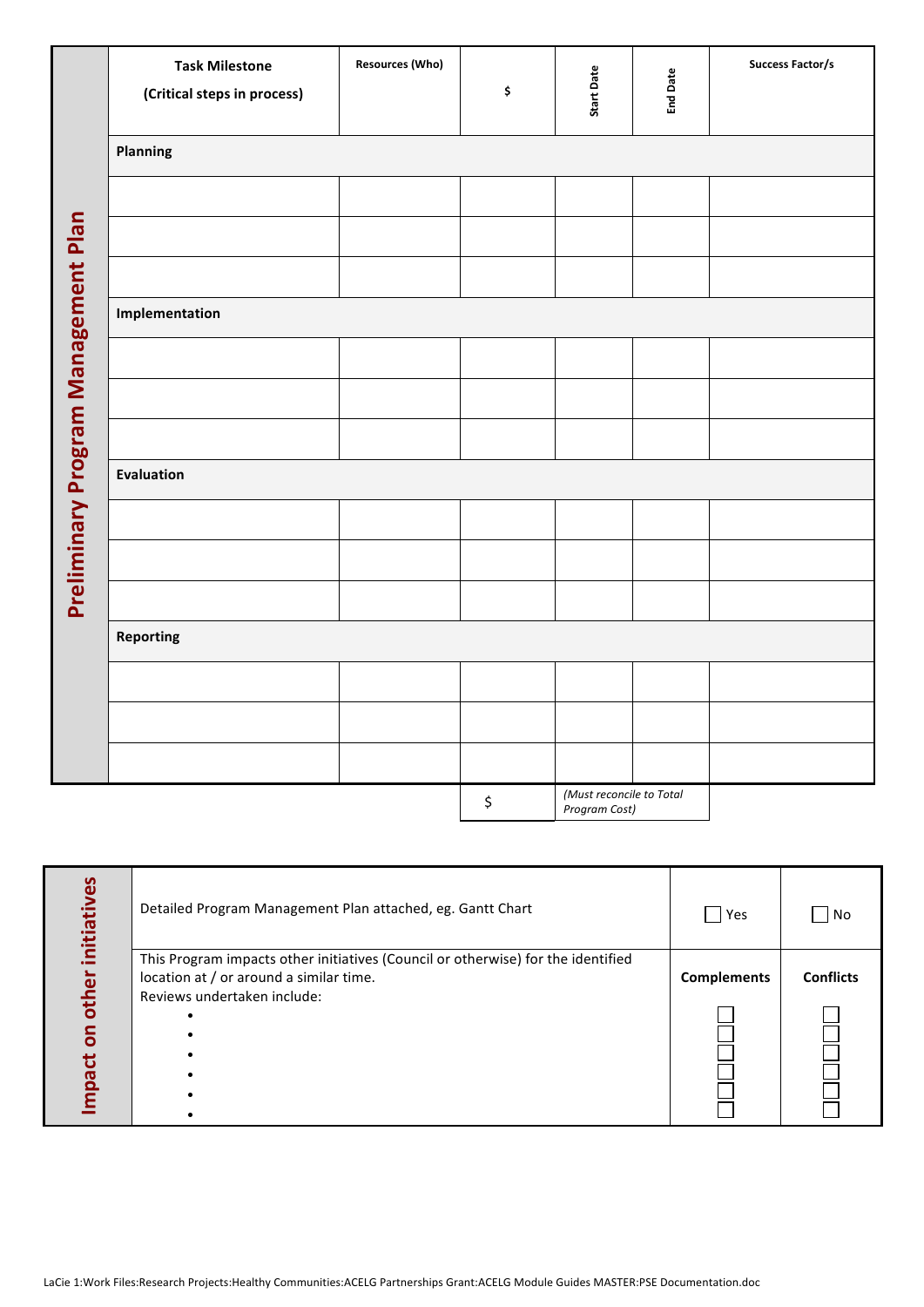## Preliminary Program Management Plan

| Task Milestone (Critical steps in process) | Resources (Who) | $ | Start Date | End Date | Success Factor/s |
|---|---|---|---|---|---|
| **Planning** | | | | | |
| | | | | | |
| | | | | | |
| | | | | | |
| **Implementation** | | | | | |
| | | | | | |
| | | | | | |
| | | | | | |
| **Evaluation** | | | | | |
| | | | | | |
| | | | | | |
| | | | | | |
| **Reporting** | | | | | |
| | | | | | |
| | | | | | |
| | | | | | |
| | | $ | *(Must reconcile to Total Program Cost)* | | |

## Impact on other initiatives

| | | |
|---|---|---|
| Detailed Program Management Plan attached, eg. Gantt Chart | ☐ Yes | ☐ No |
| This Program impacts other initiatives (Council or otherwise) for the identified location at / or around a similar time.<br>Reviews undertaken include:<br>•<br>•<br>•<br>•<br>•<br>• | **Complements**<br>☐<br>☐<br>☐<br>☐<br>☐<br>☐ | **Conflicts**<br>☐<br>☐<br>☐<br>☐<br>☐<br>☐ |

LaCie 1:Work Files:Research Projects:Healthy Communities:ACELG Partnerships Grant:ACELG Module Guides MASTER:PSE Documentation.doc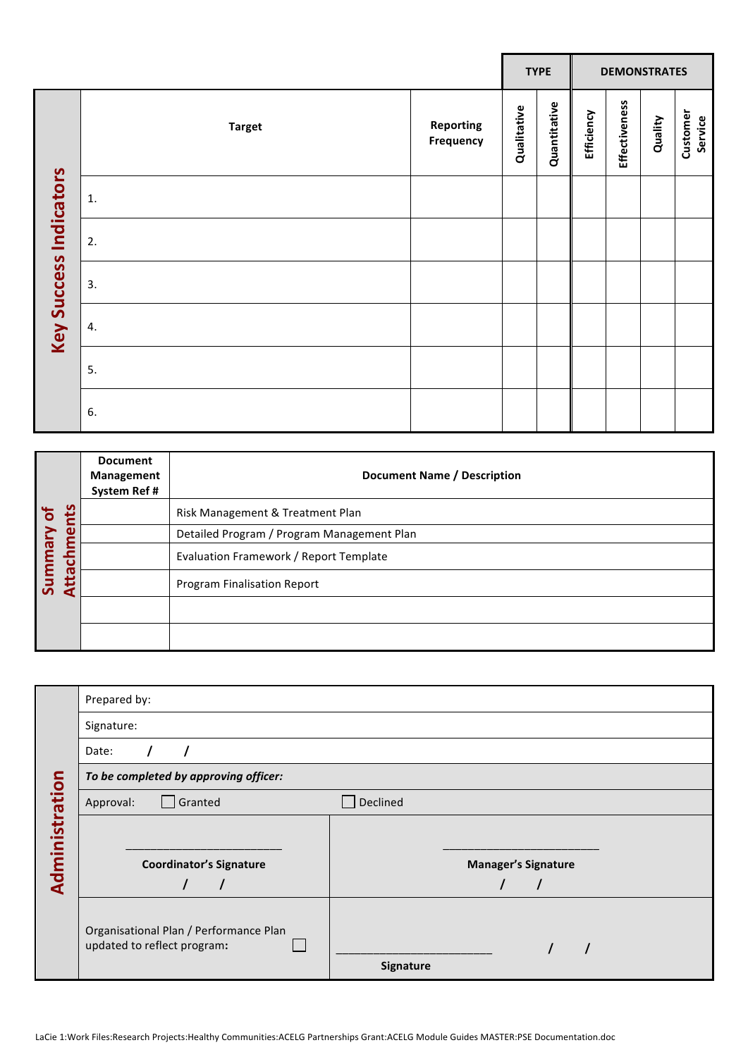## Key Success Indicators

| Target | Reporting Frequency | TYPE: Qualitative | TYPE: Quantitative | DEMONSTRATES: Efficiency | DEMONSTRATES: Effectiveness | DEMONSTRATES: Quality | DEMONSTRATES: Customer Service |
|---|---|---|---|---|---|---|---|
| 1. | | | | | | | |
| 2. | | | | | | | |
| 3. | | | | | | | |
| 4. | | | | | | | |
| 5. | | | | | | | |
| 6. | | | | | | | |

## Summary of Attachments

| Document Management System Ref # | Document Name / Description |
|---|---|
| | Risk Management & Treatment Plan |
| | Detailed Program / Program Management Plan |
| | Evaluation Framework / Report Template |
| | Program Finalisation Report |
| | |
| | |

## Administration

Prepared by:

Signature:

Date: / /

***To be completed by approving officer:***

Approval: ☐ Granted ☐ Declined

| | |
|---|---|
| \_\_\_\_\_\_\_\_\_\_\_\_\_\_\_\_\_\_\_\_\_\_\_\_\_ **Coordinator's Signature** / / | \_\_\_\_\_\_\_\_\_\_\_\_\_\_\_\_\_\_\_\_\_\_\_\_\_ **Manager's Signature** / / |
| Organisational Plan / Performance Plan updated to reflect program: ☐ | \_\_\_\_\_\_\_\_\_\_\_\_\_\_\_\_\_\_\_\_\_\_\_\_\_ / / **Signature** |

LaCie 1:Work Files:Research Projects:Healthy Communities:ACELG Partnerships Grant:ACELG Module Guides MASTER:PSE Documentation.doc